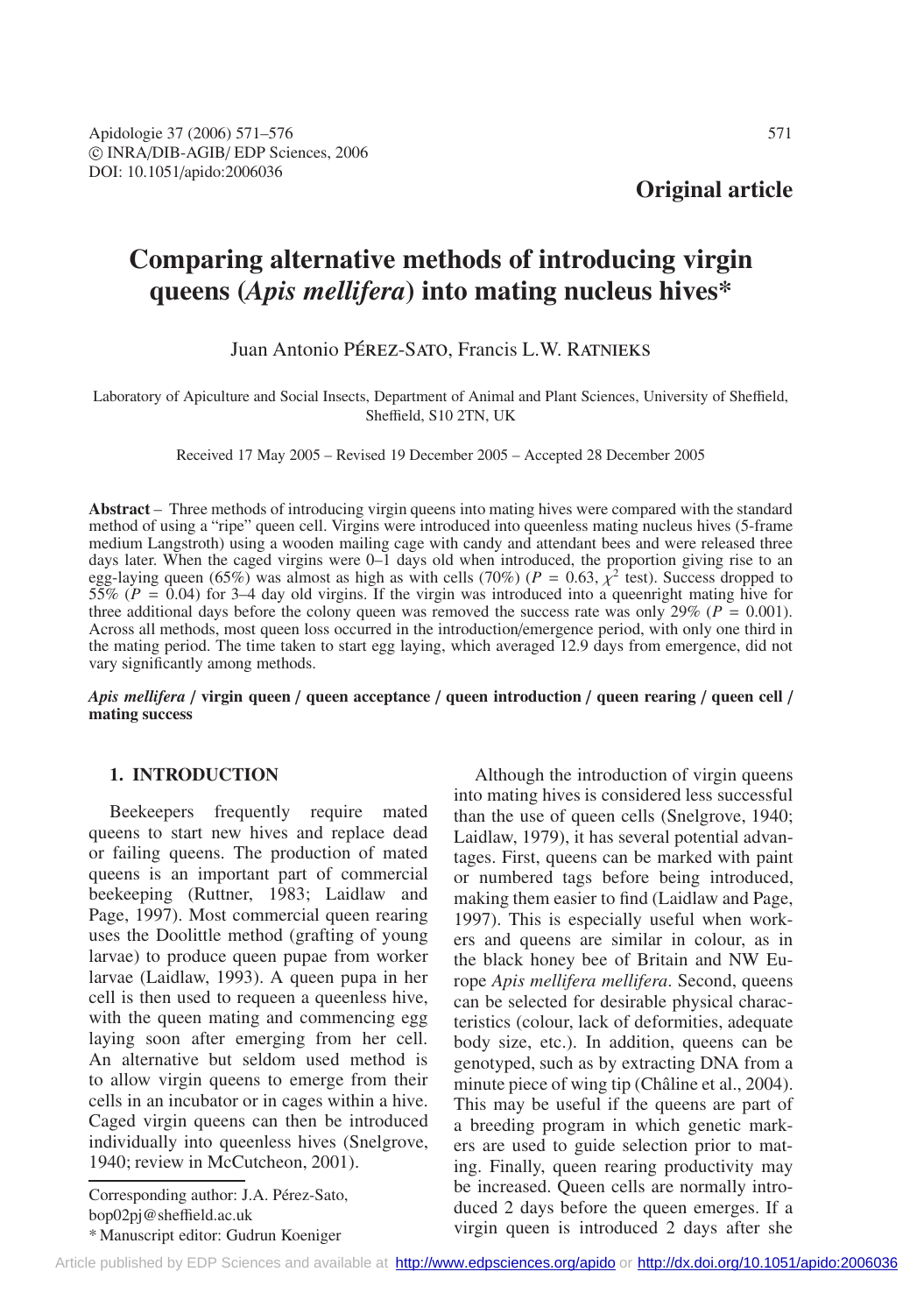## Original article

# Comparing alternative methods of introducing virgin queens (*Apis mellifera*) into mating nucleus hives*

Juan Antonio Pérez-Sato, Francis L.W. Ratnieks

Laboratory of Apiculture and Social Insects, Department of Animal and Plant Sciences, University of Sheffield, Sheffield, S10 2TN, UK

Received 17 May 2005 – Revised 19 December 2005 – Accepted 28 December 2005

**Abstract** – Three methods of introducing virgin queens into mating hives were compared with the standard method of using a "ripe" queen cell. Virgins were introduced into queenless mating nucleus hives (5-frame medium Langstroth) using a wooden mailing cage with candy and attendant bees and were released three days later. When the caged virgins were 0–1 days old when introduced, the proportion giving rise to an egg-laying queen (65%) was almost as high as with cells (70%) ($P = 0.63$, $\chi^2$ test). Success dropped to 55% ($P = 0.04$) for 3–4 day old virgins. If the virgin was introduced into a queenright mating hive for three additional days before the colony queen was removed the success rate was only 29% ($P = 0.001$). Across all methods, most queen loss occurred in the introduction/emergence period, with only one third in the mating period. The time taken to start egg laying, which averaged 12.9 days from emergence, did not vary significantly among methods.

***Apis mellifera* / virgin queen / queen acceptance / queen introduction / queen rearing / queen cell / mating success**

## 1. INTRODUCTION

Beekeepers frequently require mated queens to start new hives and replace dead or failing queens. The production of mated queens is an important part of commercial beekeeping (Ruttner, 1983; Laidlaw and Page, 1997). Most commercial queen rearing uses the Doolittle method (grafting of young larvae) to produce queen pupae from worker larvae (Laidlaw, 1993). A queen pupa in her cell is then used to requeen a queenless hive, with the queen mating and commencing egg laying soon after emerging from her cell. An alternative but seldom used method is to allow virgin queens to emerge from their cells in an incubator or in cages within a hive. Caged virgin queens can then be introduced individually into queenless hives (Snelgrove, 1940; review in McCutcheon, 2001).

Although the introduction of virgin queens into mating hives is considered less successful than the use of queen cells (Snelgrove, 1940; Laidlaw, 1979), it has several potential advantages. First, queens can be marked with paint or numbered tags before being introduced, making them easier to find (Laidlaw and Page, 1997). This is especially useful when workers and queens are similar in colour, as in the black honey bee of Britain and NW Europe *Apis mellifera mellifera*. Second, queens can be selected for desirable physical characteristics (colour, lack of deformities, adequate body size, etc.). In addition, queens can be genotyped, such as by extracting DNA from a minute piece of wing tip (Châline et al., 2004). This may be useful if the queens are part of a breeding program in which genetic markers are used to guide selection prior to mating. Finally, queen rearing productivity may be increased. Queen cells are normally introduced 2 days before the queen emerges. If a virgin queen is introduced 2 days after she

Corresponding author: J.A. Pérez-Sato, bop02pj@sheffield.ac.uk

* Manuscript editor: Gudrun Koeniger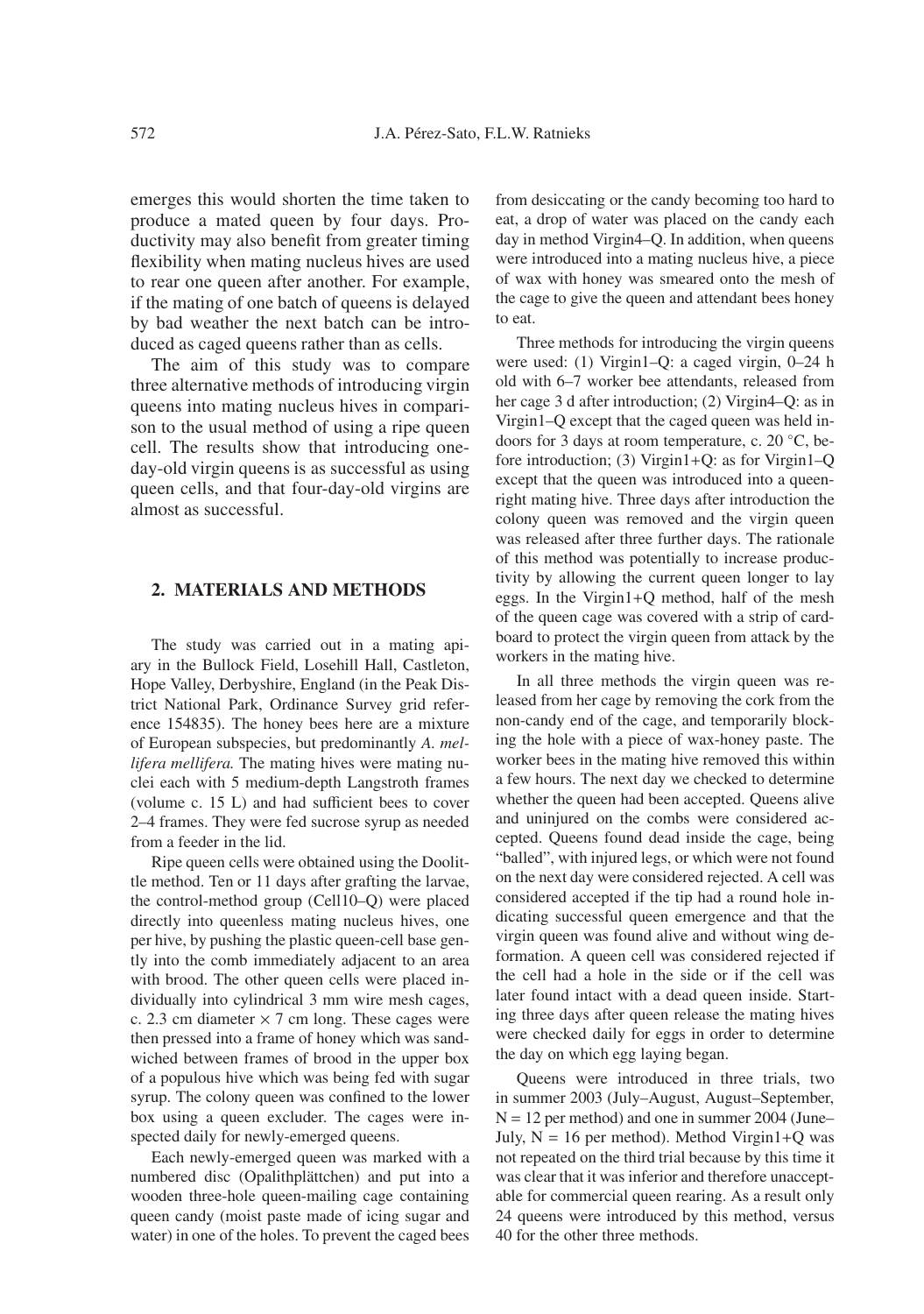emerges this would shorten the time taken to produce a mated queen by four days. Productivity may also benefit from greater timing flexibility when mating nucleus hives are used to rear one queen after another. For example, if the mating of one batch of queens is delayed by bad weather the next batch can be introduced as caged queens rather than as cells.

The aim of this study was to compare three alternative methods of introducing virgin queens into mating nucleus hives in comparison to the usual method of using a ripe queen cell. The results show that introducing one-day-old virgin queens is as successful as using queen cells, and that four-day-old virgins are almost as successful.

## 2. MATERIALS AND METHODS

The study was carried out in a mating apiary in the Bullock Field, Losehill Hall, Castleton, Hope Valley, Derbyshire, England (in the Peak District National Park, Ordinance Survey grid reference 154835). The honey bees here are a mixture of European subspecies, but predominantly *A. mellifera mellifera.* The mating hives were mating nuclei each with 5 medium-depth Langstroth frames (volume c. 15 L) and had sufficient bees to cover 2–4 frames. They were fed sucrose syrup as needed from a feeder in the lid.

Ripe queen cells were obtained using the Doolittle method. Ten or 11 days after grafting the larvae, the control-method group (Cell10–Q) were placed directly into queenless mating nucleus hives, one per hive, by pushing the plastic queen-cell base gently into the comb immediately adjacent to an area with brood. The other queen cells were placed individually into cylindrical 3 mm wire mesh cages, c. 2.3 cm diameter × 7 cm long. These cages were then pressed into a frame of honey which was sandwiched between frames of brood in the upper box of a populous hive which was being fed with sugar syrup. The colony queen was confined to the lower box using a queen excluder. The cages were inspected daily for newly-emerged queens.

Each newly-emerged queen was marked with a numbered disc (Opalithplättchen) and put into a wooden three-hole queen-mailing cage containing queen candy (moist paste made of icing sugar and water) in one of the holes. To prevent the caged bees from desiccating or the candy becoming too hard to eat, a drop of water was placed on the candy each day in method Virgin4–Q. In addition, when queens were introduced into a mating nucleus hive, a piece of wax with honey was smeared onto the mesh of the cage to give the queen and attendant bees honey to eat.

Three methods for introducing the virgin queens were used: (1) Virgin1–Q: a caged virgin, 0–24 h old with 6–7 worker bee attendants, released from her cage 3 d after introduction; (2) Virgin4–Q: as in Virgin1–Q except that the caged queen was held indoors for 3 days at room temperature, c. 20 °C, before introduction; (3) Virgin1+Q: as for Virgin1–Q except that the queen was introduced into a queenright mating hive. Three days after introduction the colony queen was removed and the virgin queen was released after three further days. The rationale of this method was potentially to increase productivity by allowing the current queen longer to lay eggs. In the Virgin1+Q method, half of the mesh of the queen cage was covered with a strip of cardboard to protect the virgin queen from attack by the workers in the mating hive.

In all three methods the virgin queen was released from her cage by removing the cork from the non-candy end of the cage, and temporarily blocking the hole with a piece of wax-honey paste. The worker bees in the mating hive removed this within a few hours. The next day we checked to determine whether the queen had been accepted. Queens alive and uninjured on the combs were considered accepted. Queens found dead inside the cage, being "balled", with injured legs, or which were not found on the next day were considered rejected. A cell was considered accepted if the tip had a round hole indicating successful queen emergence and that the virgin queen was found alive and without wing deformation. A queen cell was considered rejected if the cell had a hole in the side or if the cell was later found intact with a dead queen inside. Starting three days after queen release the mating hives were checked daily for eggs in order to determine the day on which egg laying began.

Queens were introduced in three trials, two in summer 2003 (July–August, August–September, N = 12 per method) and one in summer 2004 (June–July, N = 16 per method). Method Virgin1+Q was not repeated on the third trial because by this time it was clear that it was inferior and therefore unacceptable for commercial queen rearing. As a result only 24 queens were introduced by this method, versus 40 for the other three methods.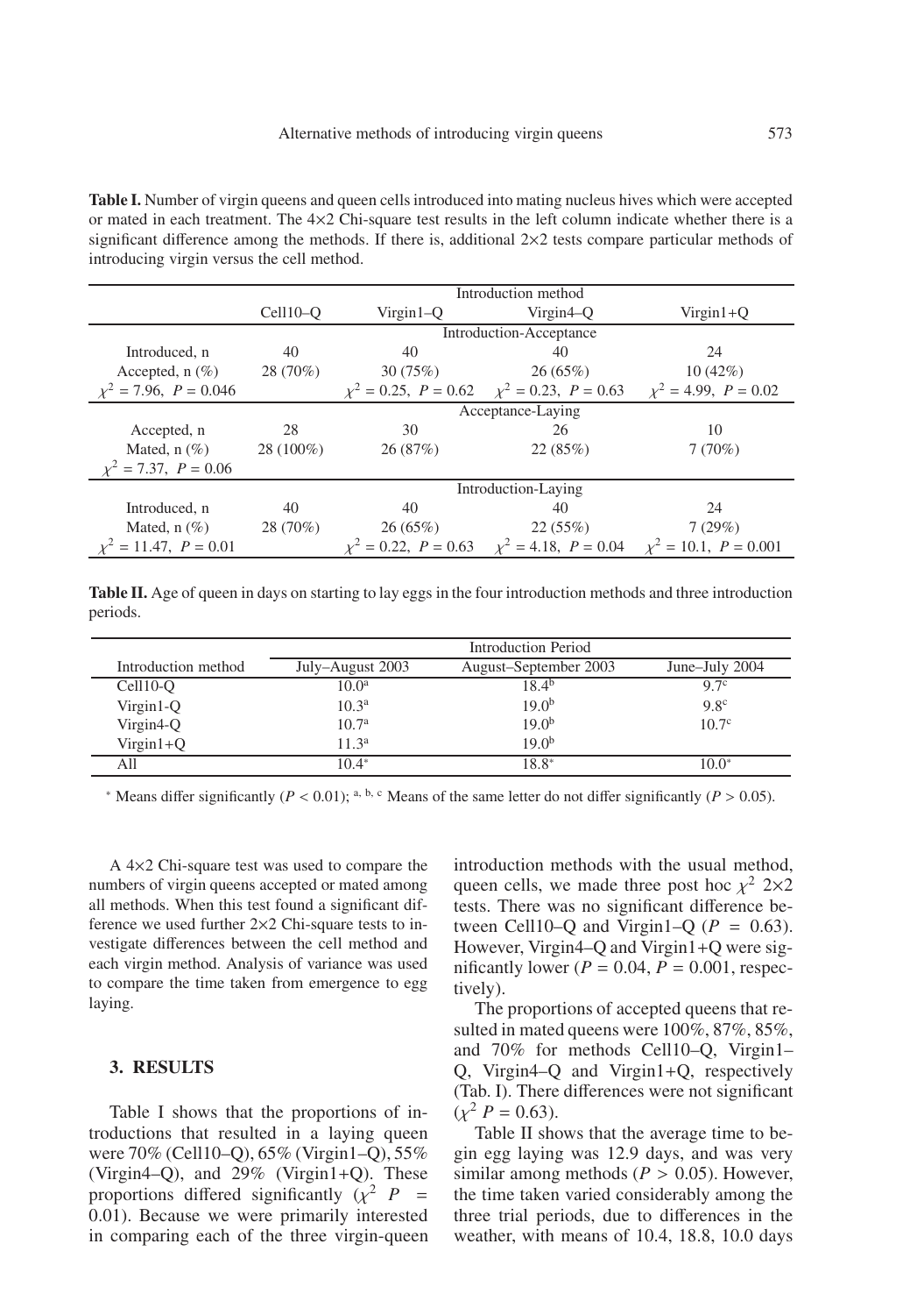**Table I.** Number of virgin queens and queen cells introduced into mating nucleus hives which were accepted or mated in each treatment. The 4×2 Chi-square test results in the left column indicate whether there is a significant difference among the methods. If there is, additional 2×2 tests compare particular methods of introducing virgin versus the cell method.

| | Introduction method | | | |
|---|---|---|---|---|
| | Cell10–Q | Virgin1–Q | Virgin4–Q | Virgin1+Q |
| | Introduction-Acceptance | | | |
| Introduced, n | 40 | 40 | 40 | 24 |
| Accepted, n (%) | 28 (70%) | 30 (75%) | 26 (65%) | 10 (42%) |
| $\chi^2 = 7.96$, $P = 0.046$ | | $\chi^2 = 0.25$, $P = 0.62$ | $\chi^2 = 0.23$, $P = 0.63$ | $\chi^2 = 4.99$, $P = 0.02$ |
| | Acceptance-Laying | | | |
| Accepted, n | 28 | 30 | 26 | 10 |
| Mated, n (%) | 28 (100%) | 26 (87%) | 22 (85%) | 7 (70%) |
| $\chi^2 = 7.37$, $P = 0.06$ | | | | |
| | Introduction-Laying | | | |
| Introduced, n | 40 | 40 | 40 | 24 |
| Mated, n (%) | 28 (70%) | 26 (65%) | 22 (55%) | 7 (29%) |
| $\chi^2 = 11.47$, $P = 0.01$ | | $\chi^2 = 0.22$, $P = 0.63$ | $\chi^2 = 4.18$, $P = 0.04$ | $\chi^2 = 10.1$, $P = 0.001$ |

**Table II.** Age of queen in days on starting to lay eggs in the four introduction methods and three introduction periods.

| | Introduction Period | | |
|---|---|---|---|
| Introduction method | July–August 2003 | August–September 2003 | June–July 2004 |
| Cell10-Q | $10.0^{a}$ | $18.4^{b}$ | $9.7^{c}$ |
| Virgin1-Q | $10.3^{a}$ | $19.0^{b}$ | $9.8^{c}$ |
| Virgin4-Q | $10.7^{a}$ | $19.0^{b}$ | $10.7^{c}$ |
| Virgin1+Q | $11.3^{a}$ | $19.0^{b}$ | |
| All | $10.4^{*}$ | $18.8^{*}$ | $10.0^{*}$ |

$^{*}$ Means differ significantly ($P < 0.01$); $^{a, b, c}$ Means of the same letter do not differ significantly ($P > 0.05$).

A 4×2 Chi-square test was used to compare the numbers of virgin queens accepted or mated among all methods. When this test found a significant difference we used further 2×2 Chi-square tests to investigate differences between the cell method and each virgin method. Analysis of variance was used to compare the time taken from emergence to egg laying.

## 3. RESULTS

Table I shows that the proportions of introductions that resulted in a laying queen were 70% (Cell10–Q), 65% (Virgin1–Q), 55% (Virgin4–Q), and 29% (Virgin1+Q). These proportions differed significantly ($\chi^2$ $P$ = 0.01). Because we were primarily interested in comparing each of the three virgin-queen introduction methods with the usual method, queen cells, we made three post hoc $\chi^2$ 2×2 tests. There was no significant difference between Cell10–Q and Virgin1–Q ($P = 0.63$). However, Virgin4–Q and Virgin1+Q were significantly lower ($P = 0.04$, $P = 0.001$, respectively).

The proportions of accepted queens that resulted in mated queens were 100%, 87%, 85%, and 70% for methods Cell10–Q, Virgin1–Q, Virgin4–Q and Virgin1+Q, respectively (Tab. I). There differences were not significant ($\chi^2$ $P = 0.63$).

Table II shows that the average time to begin egg laying was 12.9 days, and was very similar among methods ($P > 0.05$). However, the time taken varied considerably among the three trial periods, due to differences in the weather, with means of 10.4, 18.8, 10.0 days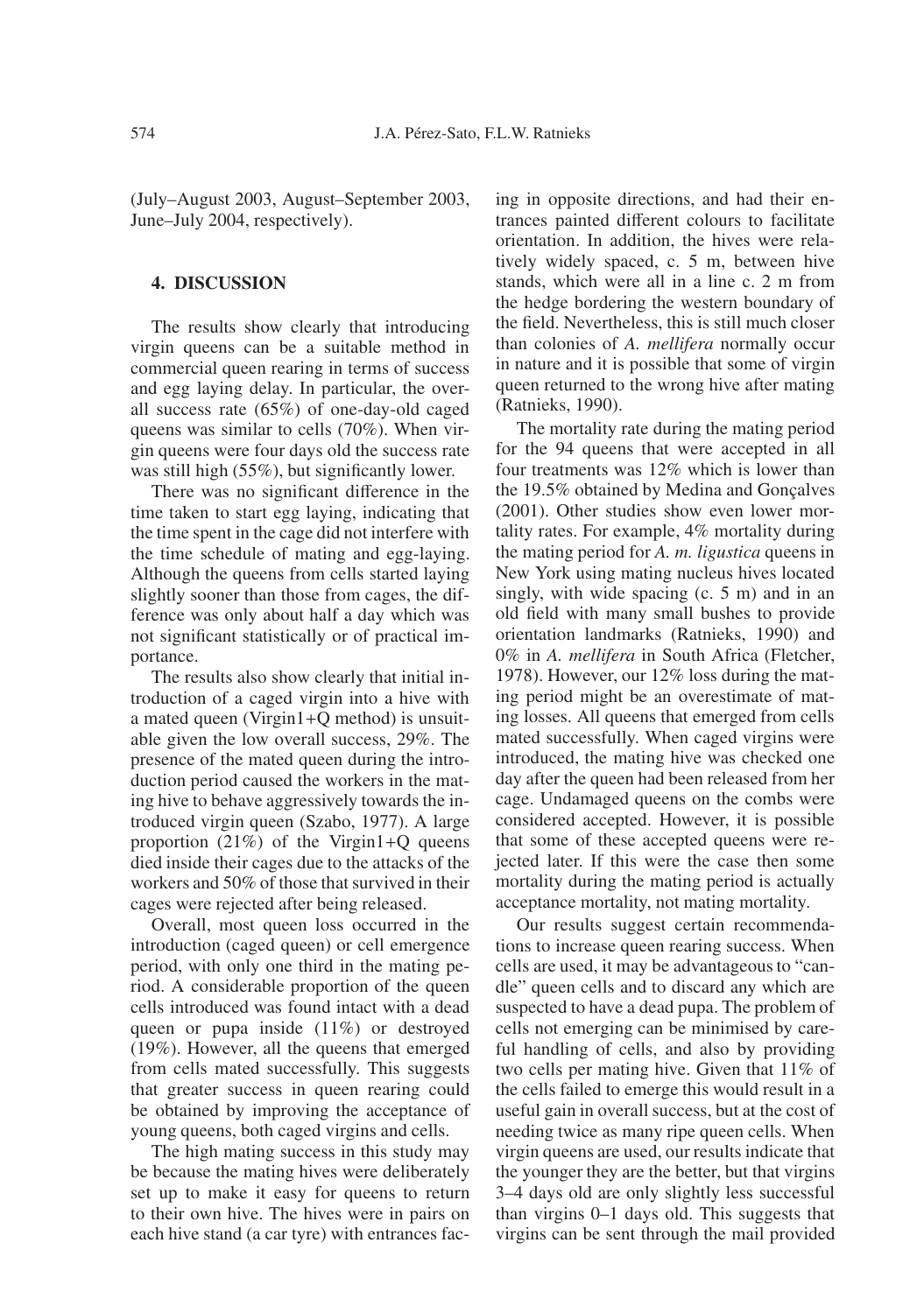(July–August 2003, August–September 2003, June–July 2004, respectively).

## 4. DISCUSSION

The results show clearly that introducing virgin queens can be a suitable method in commercial queen rearing in terms of success and egg laying delay. In particular, the overall success rate (65%) of one-day-old caged queens was similar to cells (70%). When virgin queens were four days old the success rate was still high (55%), but significantly lower.

There was no significant difference in the time taken to start egg laying, indicating that the time spent in the cage did not interfere with the time schedule of mating and egg-laying. Although the queens from cells started laying slightly sooner than those from cages, the difference was only about half a day which was not significant statistically or of practical importance.

The results also show clearly that initial introduction of a caged virgin into a hive with a mated queen (Virgin1+Q method) is unsuitable given the low overall success, 29%. The presence of the mated queen during the introduction period caused the workers in the mating hive to behave aggressively towards the introduced virgin queen (Szabo, 1977). A large proportion (21%) of the Virgin1+Q queens died inside their cages due to the attacks of the workers and 50% of those that survived in their cages were rejected after being released.

Overall, most queen loss occurred in the introduction (caged queen) or cell emergence period, with only one third in the mating period. A considerable proportion of the queen cells introduced was found intact with a dead queen or pupa inside (11%) or destroyed (19%). However, all the queens that emerged from cells mated successfully. This suggests that greater success in queen rearing could be obtained by improving the acceptance of young queens, both caged virgins and cells.

The high mating success in this study may be because the mating hives were deliberately set up to make it easy for queens to return to their own hive. The hives were in pairs on each hive stand (a car tyre) with entrances facing in opposite directions, and had their entrances painted different colours to facilitate orientation. In addition, the hives were relatively widely spaced, c. 5 m, between hive stands, which were all in a line c. 2 m from the hedge bordering the western boundary of the field. Nevertheless, this is still much closer than colonies of *A. mellifera* normally occur in nature and it is possible that some of virgin queen returned to the wrong hive after mating (Ratnieks, 1990).

The mortality rate during the mating period for the 94 queens that were accepted in all four treatments was 12% which is lower than the 19.5% obtained by Medina and Gonçalves (2001). Other studies show even lower mortality rates. For example, 4% mortality during the mating period for *A. m. ligustica* queens in New York using mating nucleus hives located singly, with wide spacing (c. 5 m) and in an old field with many small bushes to provide orientation landmarks (Ratnieks, 1990) and 0% in *A. mellifera* in South Africa (Fletcher, 1978). However, our 12% loss during the mating period might be an overestimate of mating losses. All queens that emerged from cells mated successfully. When caged virgins were introduced, the mating hive was checked one day after the queen had been released from her cage. Undamaged queens on the combs were considered accepted. However, it is possible that some of these accepted queens were rejected later. If this were the case then some mortality during the mating period is actually acceptance mortality, not mating mortality.

Our results suggest certain recommendations to increase queen rearing success. When cells are used, it may be advantageous to "candle" queen cells and to discard any which are suspected to have a dead pupa. The problem of cells not emerging can be minimised by careful handling of cells, and also by providing two cells per mating hive. Given that 11% of the cells failed to emerge this would result in a useful gain in overall success, but at the cost of needing twice as many ripe queen cells. When virgin queens are used, our results indicate that the younger they are the better, but that virgins 3–4 days old are only slightly less successful than virgins 0–1 days old. This suggests that virgins can be sent through the mail provided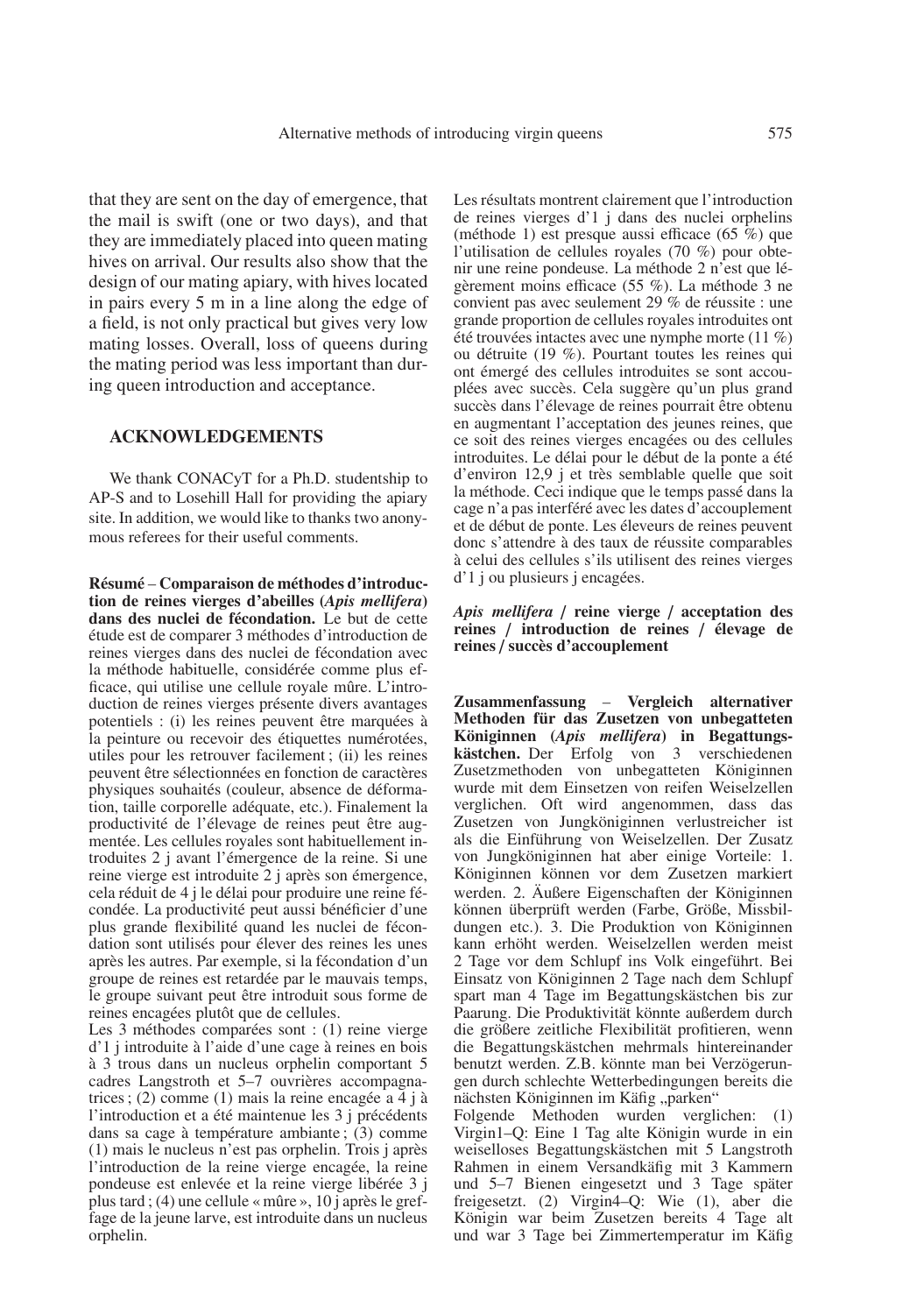that they are sent on the day of emergence, that the mail is swift (one or two days), and that they are immediately placed into queen mating hives on arrival. Our results also show that the design of our mating apiary, with hives located in pairs every 5 m in a line along the edge of a field, is not only practical but gives very low mating losses. Overall, loss of queens during the mating period was less important than during queen introduction and acceptance.

## ACKNOWLEDGEMENTS

We thank CONACyT for a Ph.D. studentship to AP-S and to Losehill Hall for providing the apiary site. In addition, we would like to thanks two anonymous referees for their useful comments.

**Résumé** – **Comparaison de méthodes d'introduction de reines vierges d'abeilles (*Apis mellifera*) dans des nuclei de fécondation.** Le but de cette étude est de comparer 3 méthodes d'introduction de reines vierges dans des nuclei de fécondation avec la méthode habituelle, considérée comme plus efficace, qui utilise une cellule royale mûre. L'introduction de reines vierges présente divers avantages potentiels : (i) les reines peuvent être marquées à la peinture ou recevoir des étiquettes numérotées, utiles pour les retrouver facilement ; (ii) les reines peuvent être sélectionnées en fonction de caractères physiques souhaités (couleur, absence de déformation, taille corporelle adéquate, etc.). Finalement la productivité de l'élevage de reines peut être augmentée. Les cellules royales sont habituellement introduites 2 j avant l'émergence de la reine. Si une reine vierge est introduite 2 j après son émergence, cela réduit de 4 j le délai pour produire une reine fécondée. La productivité peut aussi bénéficier d'une plus grande flexibilité quand les nuclei de fécondation sont utilisés pour élever des reines les unes après les autres. Par exemple, si la fécondation d'un groupe de reines est retardée par le mauvais temps, le groupe suivant peut être introduit sous forme de reines encagées plutôt que de cellules.

Les 3 méthodes comparées sont : (1) reine vierge d'1 j introduite à l'aide d'une cage à reines en bois à 3 trous dans un nucleus orphelin comportant 5 cadres Langstroth et 5–7 ouvrières accompagnatrices ; (2) comme (1) mais la reine encagée a 4 j à l'introduction et a été maintenue les 3 j précédents dans sa cage à température ambiante ; (3) comme (1) mais le nucleus n'est pas orphelin. Trois j après l'introduction de la reine vierge encagée, la reine pondeuse est enlevée et la reine vierge libérée 3 j plus tard ; (4) une cellule « mûre », 10 j après le greffage de la jeune larve, est introduite dans un nucleus orphelin.

Les résultats montrent clairement que l'introduction de reines vierges d'1 j dans des nuclei orphelins (méthode 1) est presque aussi efficace (65 %) que l'utilisation de cellules royales (70 %) pour obtenir une reine pondeuse. La méthode 2 n'est que légèrement moins efficace (55 %). La méthode 3 ne convient pas avec seulement 29 % de réussite : une grande proportion de cellules royales introduites ont été trouvées intactes avec une nymphe morte (11 %) ou détruite (19 %). Pourtant toutes les reines qui ont émergé des cellules introduites se sont accouplées avec succès. Cela suggère qu'un plus grand succès dans l'élevage de reines pourrait être obtenu en augmentant l'acceptation des jeunes reines, que ce soit des reines vierges encagées ou des cellules introduites. Le délai pour le début de la ponte a été d'environ 12,9 j et très semblable quelle que soit la méthode. Ceci indique que le temps passé dans la cage n'a pas interféré avec les dates d'accouplement et de début de ponte. Les éleveurs de reines peuvent donc s'attendre à des taux de réussite comparables à celui des cellules s'ils utilisent des reines vierges d'1 j ou plusieurs j encagées.

***Apis mellifera* / reine vierge / acceptation des reines / introduction de reines / élevage de reines / succès d'accouplement**

**Zusammenfassung** – **Vergleich alternativer Methoden für das Zusetzen von unbegatteten Königinnen (*Apis mellifera*) in Begattungskästchen.** Der Erfolg von 3 verschiedenen Zusetzmethoden von unbegatteten Königinnen wurde mit dem Einsetzen von reifen Weiselzellen verglichen. Oft wird angenommen, dass das Zusetzen von Jungköniginnen verlustreicher ist als die Einführung von Weiselzellen. Der Zusatz von Jungköniginnen hat aber einige Vorteile: 1. Königinnen können vor dem Zusetzen markiert werden. 2. Äußere Eigenschaften der Königinnen können überprüft werden (Farbe, Größe, Missbildungen etc.). 3. Die Produktion von Königinnen kann erhöht werden. Weiselzellen werden meist 2 Tage vor dem Schlupf ins Volk eingeführt. Bei Einsatz von Königinnen 2 Tage nach dem Schlupf spart man 4 Tage im Begattungskästchen bis zur Paarung. Die Produktivität könnte außerdem durch die größere zeitliche Flexibilität profitieren, wenn die Begattungskästchen mehrmals hintereinander benutzt werden. Z.B. könnte man bei Verzögerungen durch schlechte Wetterbedingungen bereits die nächsten Königinnen im Käfig „parken"

Folgende Methoden wurden verglichen: (1) Virgin1–Q: Eine 1 Tag alte Königin wurde in ein weisellose Begattungskästchen mit 5 Langstroth Rahmen in einem Versandkäfig mit 3 Kammern und 5–7 Bienen eingesetzt und 3 Tage später freigesetzt. (2) Virgin4–Q: Wie (1), aber die Königin war beim Zusetzen bereits 4 Tage alt und war 3 Tage bei Zimmertemperatur im Käfig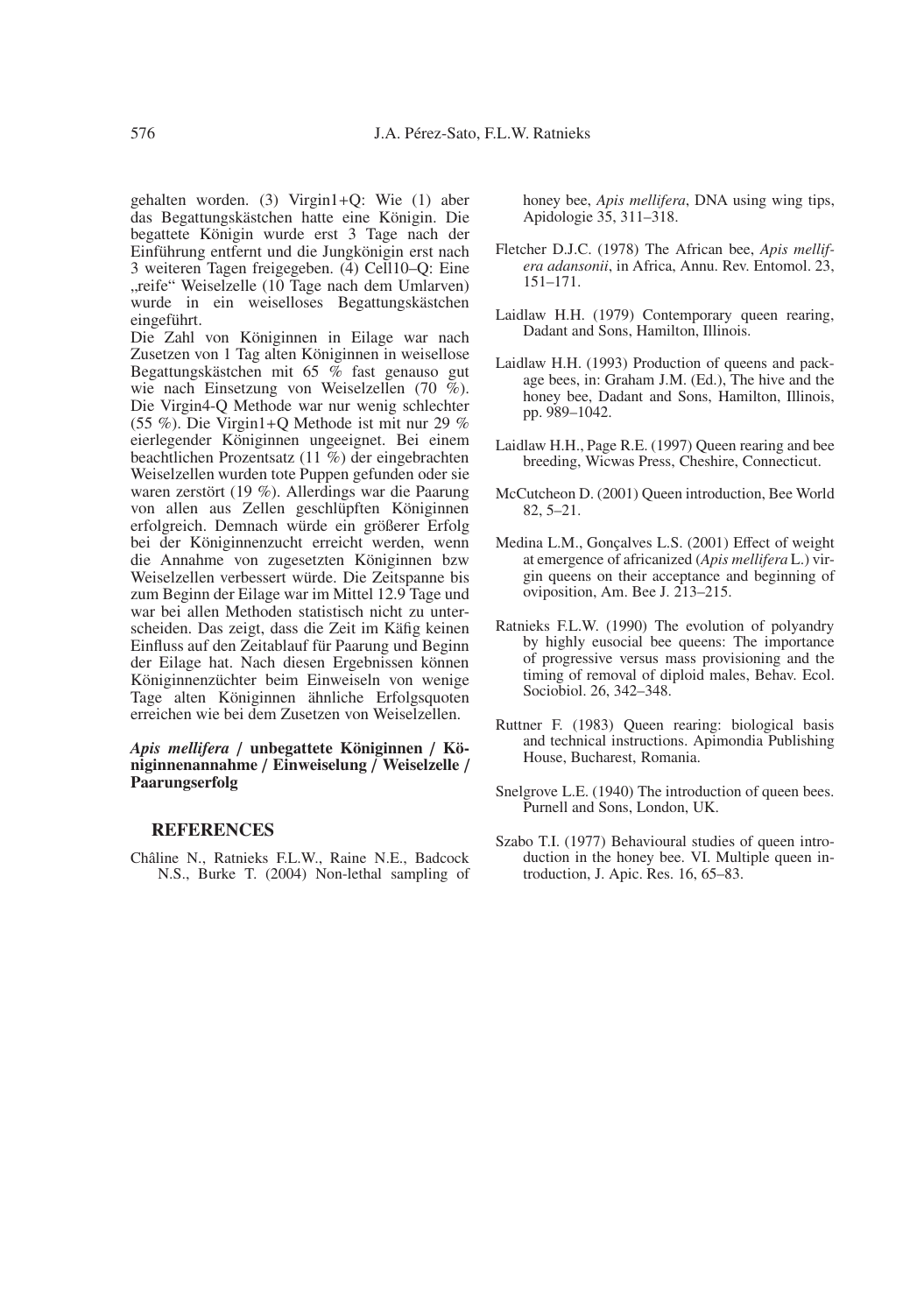gehalten worden. (3) Virgin1+Q: Wie (1) aber das Begattungskästchen hatte eine Königin. Die begattete Königin wurde erst 3 Tage nach der Einführung entfernt und die Jungkönigin erst nach 3 weiteren Tagen freigegeben. (4) Cell10–Q: Eine „reife" Weiselzelle (10 Tage nach dem Umlarven) wurde in ein weiselloses Begattungskästchen eingeführt.

Die Zahl von Königinnen in Eilage war nach Zusetzen von 1 Tag alten Königinnen in weisellose Begattungskästchen mit 65 % fast genauso gut wie nach Einsetzung von Weiselzellen (70 %). Die Virgin4-Q Methode war nur wenig schlechter (55 %). Die Virgin1+Q Methode ist mit nur 29 % eierlegender Königinnen ungeeignet. Bei einem beachtlichen Prozentsatz (11 %) der eingebrachten Weiselzellen wurden tote Puppen gefunden oder sie waren zerstört (19 %). Allerdings war die Paarung von allen aus Zellen geschlüpften Königinnen erfolgreich. Demnach würde ein größerer Erfolg bei der Königinnenzucht erreicht werden, wenn die Annahme von zugesetzten Königinnen bzw Weiselzellen verbessert würde. Die Zeitspanne bis zum Beginn der Eilage war im Mittel 12.9 Tage und war bei allen Methoden statistisch nicht zu unterscheiden. Das zeigt, dass die Zeit im Käfig keinen Einfluss auf den Zeitablauf für Paarung und Beginn der Eilage hat. Nach diesen Ergebnissen können Königinnenzüchter beim Einweiseln von wenige Tage alten Königinnen ähnliche Erfolgsquoten erreichen wie bei dem Zusetzen von Weiselzellen.

***Apis mellifera* / unbegattete Königinnen / Königinnenannahme / Einweiselung / Weiselzelle / Paarungserfolg**

## REFERENCES

Châline N., Ratnieks F.L.W., Raine N.E., Badcock N.S., Burke T. (2004) Non-lethal sampling of honey bee, *Apis mellifera*, DNA using wing tips, Apidologie 35, 311–318.

Fletcher D.J.C. (1978) The African bee, *Apis mellifera adansonii*, in Africa, Annu. Rev. Entomol. 23, 151–171.

Laidlaw H.H. (1979) Contemporary queen rearing, Dadant and Sons, Hamilton, Illinois.

Laidlaw H.H. (1993) Production of queens and package bees, in: Graham J.M. (Ed.), The hive and the honey bee, Dadant and Sons, Hamilton, Illinois, pp. 989–1042.

Laidlaw H.H., Page R.E. (1997) Queen rearing and bee breeding, Wicwas Press, Cheshire, Connecticut.

McCutcheon D. (2001) Queen introduction, Bee World 82, 5–21.

Medina L.M., Gonçalves L.S. (2001) Effect of weight at emergence of africanized (*Apis mellifera* L.) virgin queens on their acceptance and beginning of oviposition, Am. Bee J. 213–215.

Ratnieks F.L.W. (1990) The evolution of polyandry by highly eusocial bee queens: The importance of progressive versus mass provisioning and the timing of removal of diploid males, Behav. Ecol. Sociobiol. 26, 342–348.

Ruttner F. (1983) Queen rearing: biological basis and technical instructions. Apimondia Publishing House, Bucharest, Romania.

Snelgrove L.E. (1940) The introduction of queen bees. Purnell and Sons, London, UK.

Szabo T.I. (1977) Behavioural studies of queen introduction in the honey bee. VI. Multiple queen introduction, J. Apic. Res. 16, 65–83.